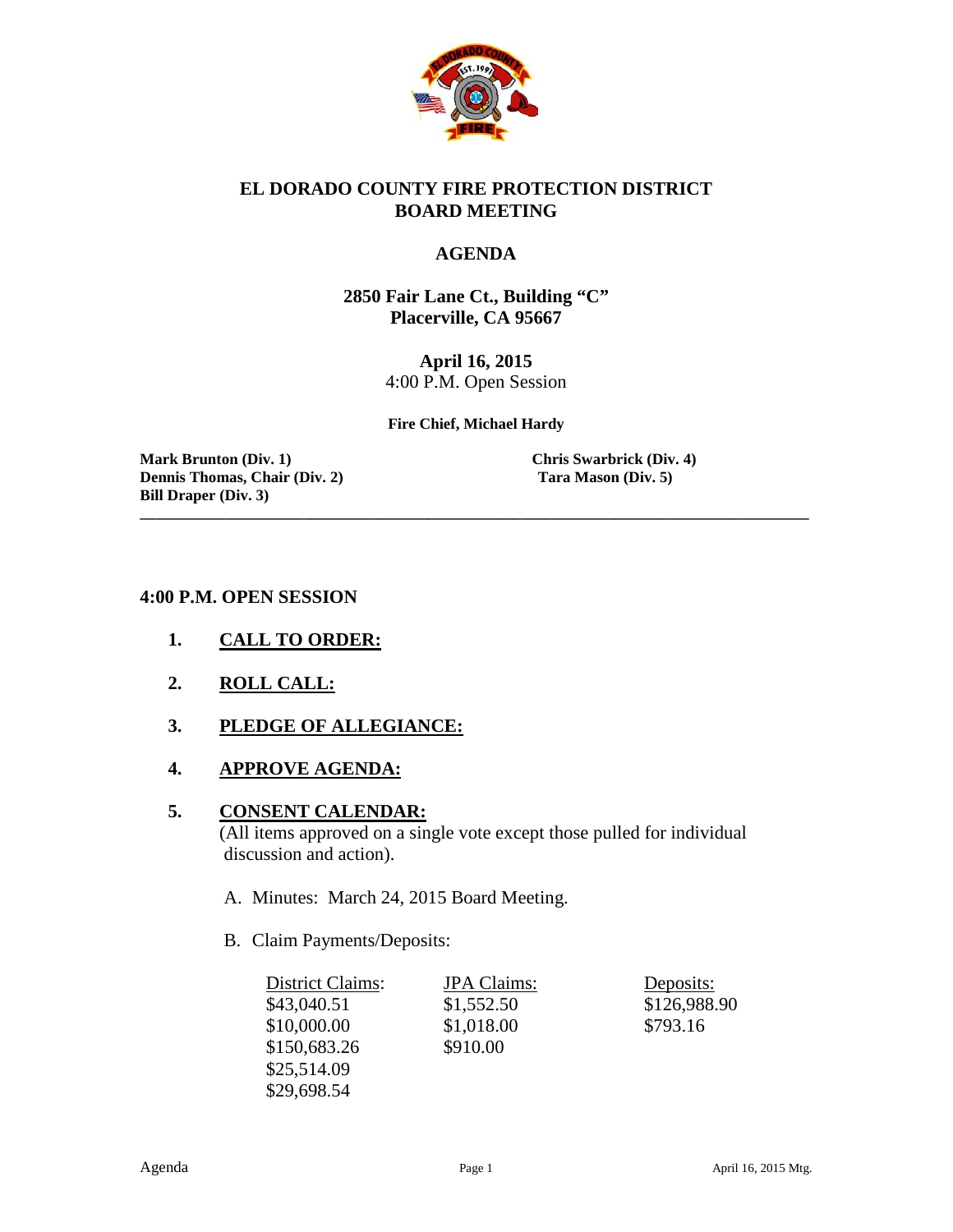# EL DORADO COUNTY FIRE PROTECTION DISTRICT BOARD MEETING

## AGENDA

**2850 Fair Lane Ct., Building "C"**
**Placerville, CA 95667**

**April 16, 2015**
4:00 P.M. Open Session

**Fire Chief, Michael Hardy**

**Mark Brunton (Div. 1)**
**Dennis Thomas, Chair (Div. 2)**
**Bill Draper (Div. 3)**
**Chris Swarbrick (Div. 4)**
**Tara Mason (Div. 5)**

---

### 4:00 P.M. OPEN SESSION

1. **CALL TO ORDER:**

2. **ROLL CALL:**

3. **PLEDGE OF ALLEGIANCE:**

4. **APPROVE AGENDA:**

5. **CONSENT CALENDAR:**
   (All items approved on a single vote except those pulled for individual discussion and action).

   A. Minutes: March 24, 2015 Board Meeting.

   B. Claim Payments/Deposits:

| District Claims: | JPA Claims: | Deposits: |
|---|---|---|
| $43,040.51 | $1,552.50 | $126,988.90 |
| $10,000.00 | $1,018.00 | $793.16 |
| $150,683.26 | $910.00 | |
| $25,514.09 | | |
| $29,698.54 | | |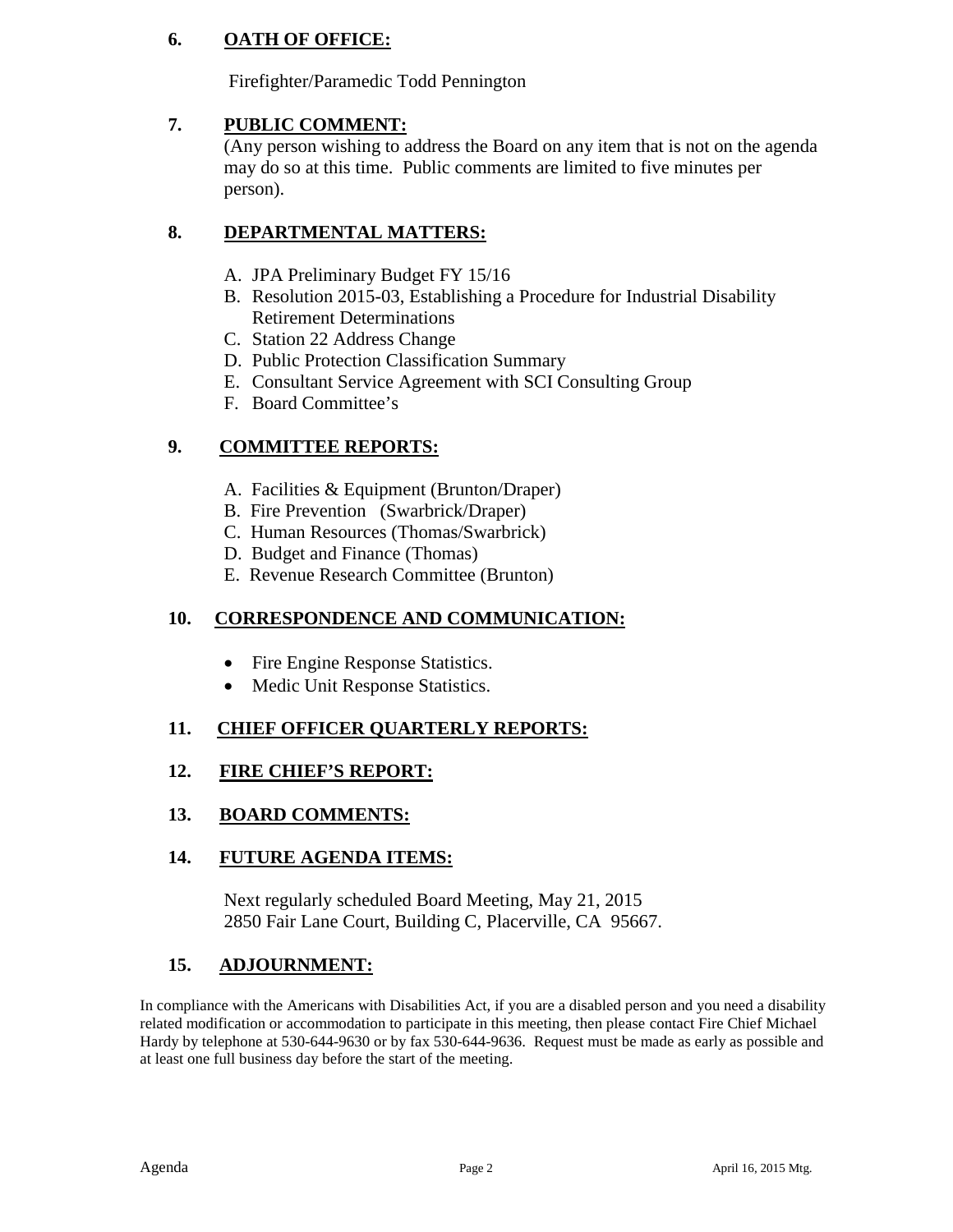## 6. OATH OF OFFICE:

Firefighter/Paramedic Todd Pennington

## 7. PUBLIC COMMENT:

(Any person wishing to address the Board on any item that is not on the agenda may do so at this time. Public comments are limited to five minutes per person).

## 8. DEPARTMENTAL MATTERS:

A. JPA Preliminary Budget FY 15/16
B. Resolution 2015-03, Establishing a Procedure for Industrial Disability Retirement Determinations
C. Station 22 Address Change
D. Public Protection Classification Summary
E. Consultant Service Agreement with SCI Consulting Group
F. Board Committee's

## 9. COMMITTEE REPORTS:

A. Facilities & Equipment (Brunton/Draper)
B. Fire Prevention (Swarbrick/Draper)
C. Human Resources (Thomas/Swarbrick)
D. Budget and Finance (Thomas)
E. Revenue Research Committee (Brunton)

## 10. CORRESPONDENCE AND COMMUNICATION:

- Fire Engine Response Statistics.
- Medic Unit Response Statistics.

## 11. CHIEF OFFICER QUARTERLY REPORTS:

## 12. FIRE CHIEF'S REPORT:

## 13. BOARD COMMENTS:

## 14. FUTURE AGENDA ITEMS:

Next regularly scheduled Board Meeting, May 21, 2015
2850 Fair Lane Court, Building C, Placerville, CA 95667.

## 15. ADJOURNMENT:

In compliance with the Americans with Disabilities Act, if you are a disabled person and you need a disability related modification or accommodation to participate in this meeting, then please contact Fire Chief Michael Hardy by telephone at 530-644-9630 or by fax 530-644-9636. Request must be made as early as possible and at least one full business day before the start of the meeting.